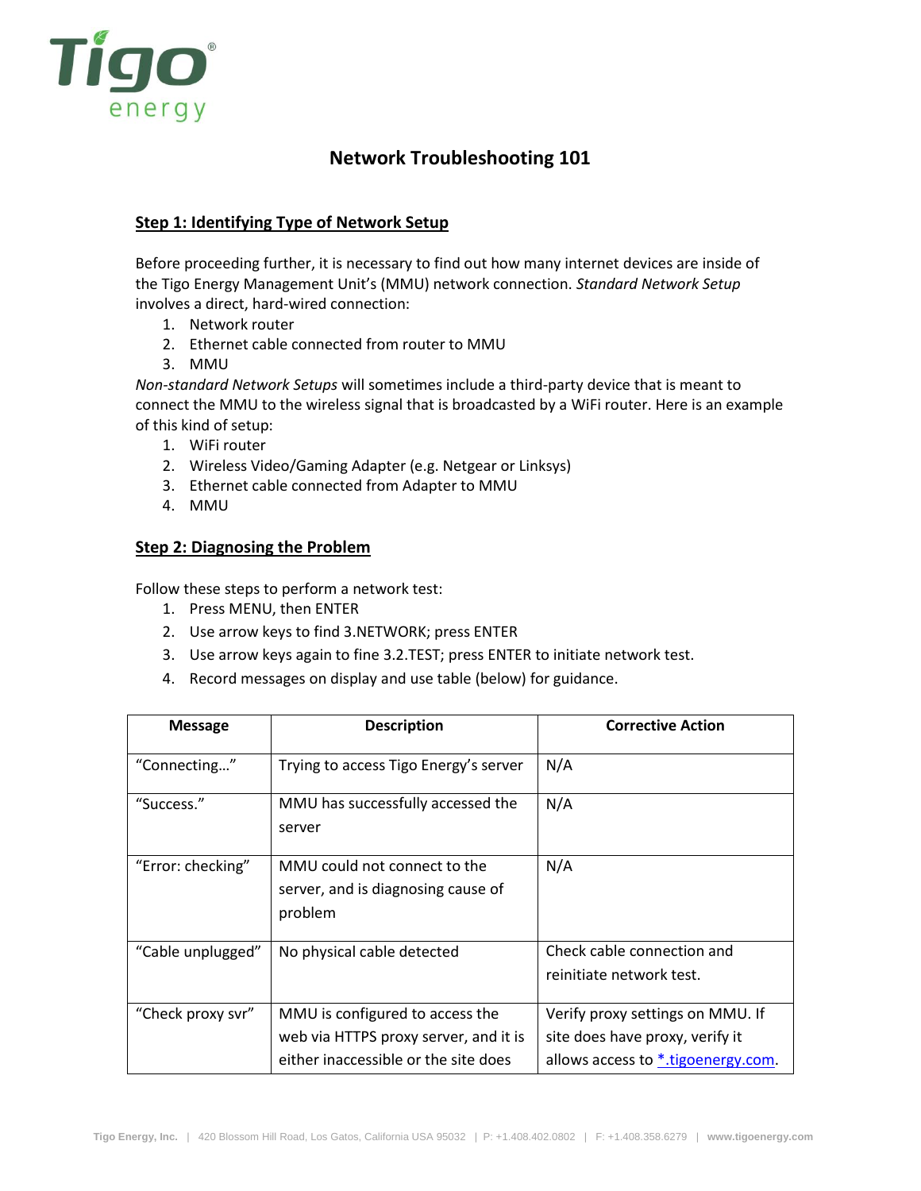# Network Troubleshooting 101

## Step 1: Identifying Type of Network Setup

Before proceeding further, it is necessary to find out how many internet devices are inside of the Tigo Energy Management Unit's (MMU) network connection. *Standard Network Setup* involves a direct, hard-wired connection:

1. Network router
2. Ethernet cable connected from router to MMU
3. MMU

*Non-standard Network Setups* will sometimes include a third-party device that is meant to connect the MMU to the wireless signal that is broadcasted by a WiFi router. Here is an example of this kind of setup:

1. WiFi router
2. Wireless Video/Gaming Adapter (e.g. Netgear or Linksys)
3. Ethernet cable connected from Adapter to MMU
4. MMU

## Step 2: Diagnosing the Problem

Follow these steps to perform a network test:

1. Press MENU, then ENTER
2. Use arrow keys to find 3.NETWORK; press ENTER
3. Use arrow keys again to fine 3.2.TEST; press ENTER to initiate network test.
4. Record messages on display and use table (below) for guidance.

| Message | Description | Corrective Action |
|---|---|---|
| "Connecting…" | Trying to access Tigo Energy's server | N/A |
| "Success." | MMU has successfully accessed the server | N/A |
| "Error: checking" | MMU could not connect to the server, and is diagnosing cause of problem | N/A |
| "Cable unplugged" | No physical cable detected | Check cable connection and reinitiate network test. |
| "Check proxy svr" | MMU is configured to access the web via HTTPS proxy server, and it is either inaccessible or the site does | Verify proxy settings on MMU. If site does have proxy, verify it allows access to *.tigoenergy.com. |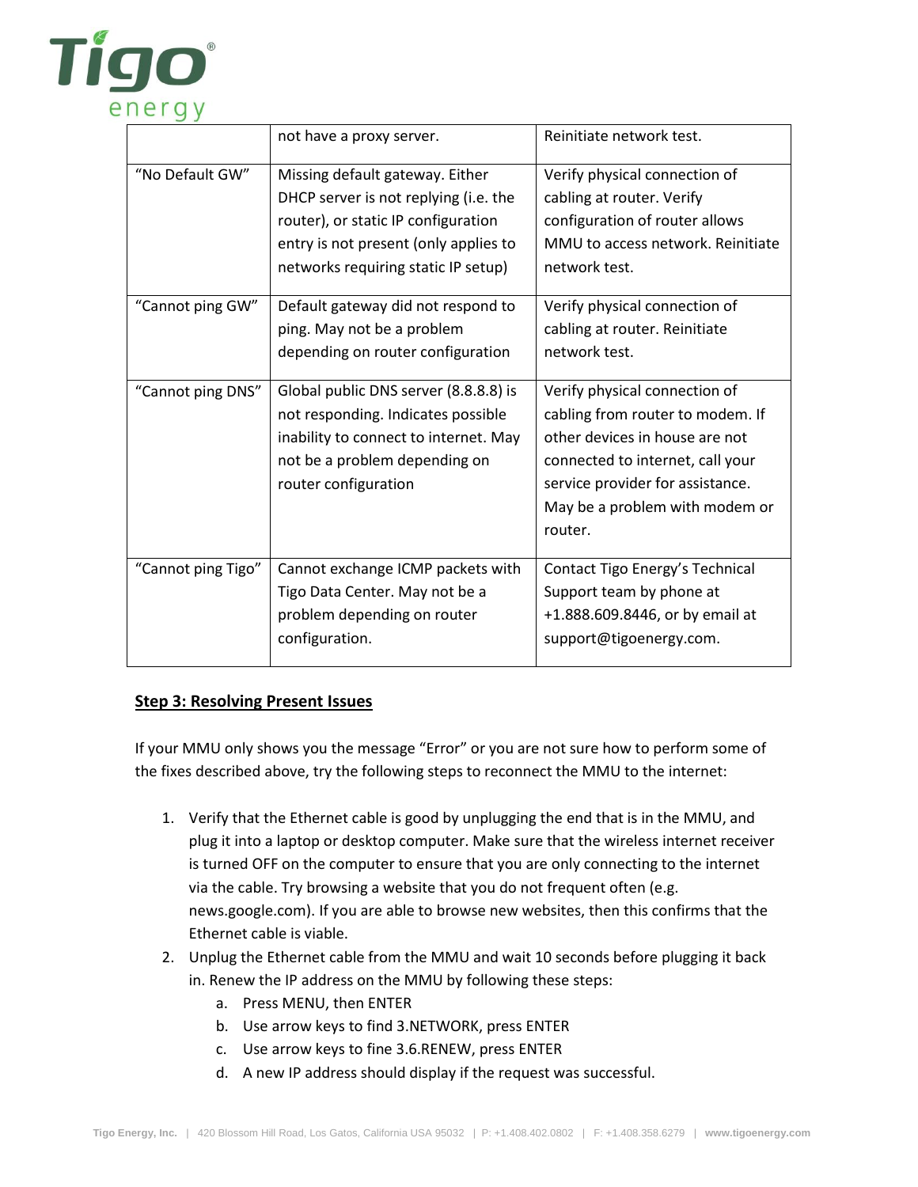|  | not have a proxy server. | Reinitiate network test. |
| --- | --- | --- |
| "No Default GW" | Missing default gateway. Either DHCP server is not replying (i.e. the router), or static IP configuration entry is not present (only applies to networks requiring static IP setup) | Verify physical connection of cabling at router. Verify configuration of router allows MMU to access network. Reinitiate network test. |
| "Cannot ping GW" | Default gateway did not respond to ping. May not be a problem depending on router configuration | Verify physical connection of cabling at router. Reinitiate network test. |
| "Cannot ping DNS" | Global public DNS server (8.8.8.8) is not responding. Indicates possible inability to connect to internet. May not be a problem depending on router configuration | Verify physical connection of cabling from router to modem. If other devices in house are not connected to internet, call your service provider for assistance. May be a problem with modem or router. |
| "Cannot ping Tigo" | Cannot exchange ICMP packets with Tigo Data Center. May not be a problem depending on router configuration. | Contact Tigo Energy's Technical Support team by phone at +1.888.609.8446, or by email at support@tigoenergy.com. |

**Step 3: Resolving Present Issues**

If your MMU only shows you the message "Error" or you are not sure how to perform some of the fixes described above, try the following steps to reconnect the MMU to the internet:

1. Verify that the Ethernet cable is good by unplugging the end that is in the MMU, and plug it into a laptop or desktop computer. Make sure that the wireless internet receiver is turned OFF on the computer to ensure that you are only connecting to the internet via the cable. Try browsing a website that you do not frequent often (e.g. news.google.com). If you are able to browse new websites, then this confirms that the Ethernet cable is viable.
2. Unplug the Ethernet cable from the MMU and wait 10 seconds before plugging it back in. Renew the IP address on the MMU by following these steps:
   a. Press MENU, then ENTER
   b. Use arrow keys to find 3.NETWORK, press ENTER
   c. Use arrow keys to fine 3.6.RENEW, press ENTER
   d. A new IP address should display if the request was successful.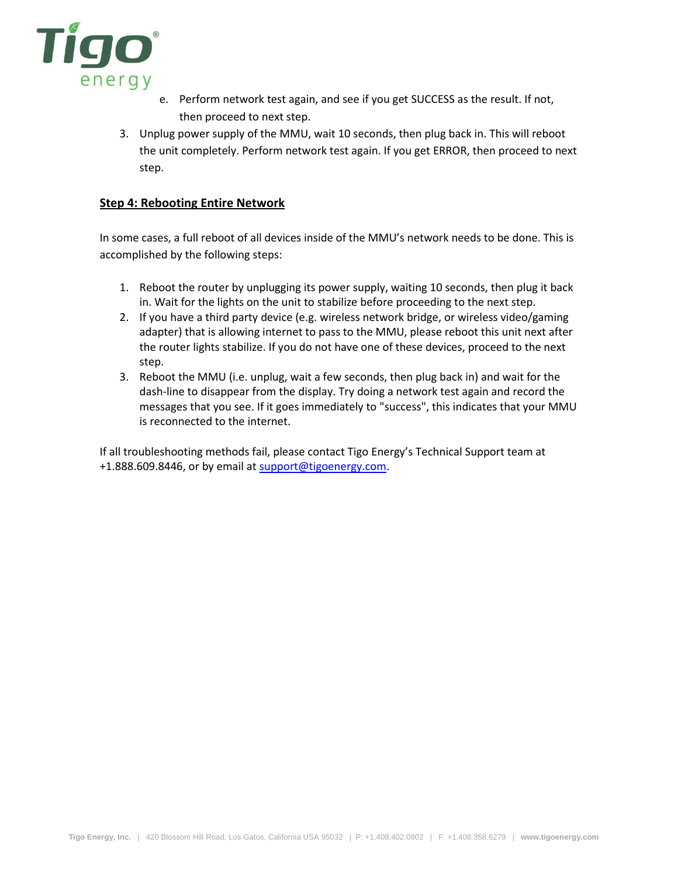e. Perform network test again, and see if you get SUCCESS as the result. If not, then proceed to next step.

3. Unplug power supply of the MMU, wait 10 seconds, then plug back in. This will reboot the unit completely. Perform network test again. If you get ERROR, then proceed to next step.

**Step 4: Rebooting Entire Network**

In some cases, a full reboot of all devices inside of the MMU's network needs to be done. This is accomplished by the following steps:

1. Reboot the router by unplugging its power supply, waiting 10 seconds, then plug it back in. Wait for the lights on the unit to stabilize before proceeding to the next step.
2. If you have a third party device (e.g. wireless network bridge, or wireless video/gaming adapter) that is allowing internet to pass to the MMU, please reboot this unit next after the router lights stabilize. If you do not have one of these devices, proceed to the next step.
3. Reboot the MMU (i.e. unplug, wait a few seconds, then plug back in) and wait for the dash-line to disappear from the display. Try doing a network test again and record the messages that you see. If it goes immediately to "success", this indicates that your MMU is reconnected to the internet.

If all troubleshooting methods fail, please contact Tigo Energy's Technical Support team at +1.888.609.8446, or by email at support@tigoenergy.com.